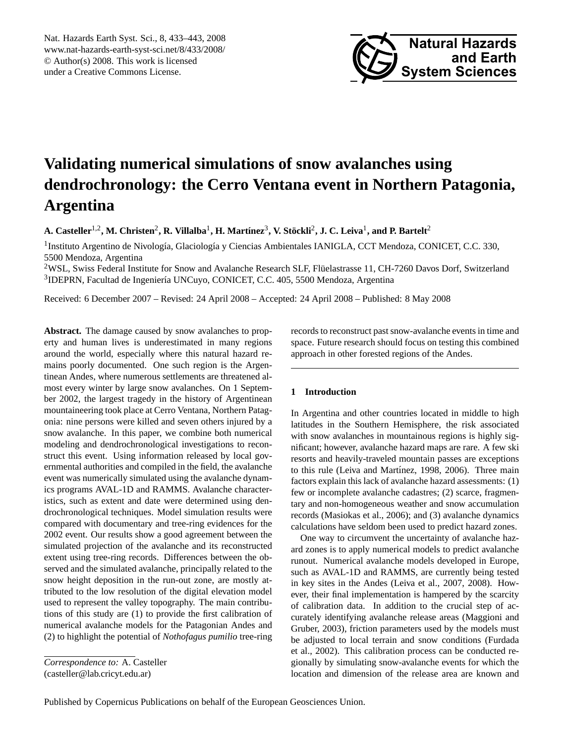# Validating numerical simulations of snow avalanches using dendrochronology: the Cerro Ventana event in Northern Patagonia, Argentina

**A. Casteller[1,2], M. Christen[2], R. Villalba[1], H. Martínez[3], V. Stöckli[2], J. C. Leiva[1], and P. Bartelt[2]**

[1]Instituto Argentino de Nivología, Glaciología y Ciencias Ambientales IANIGLA, CCT Mendoza, CONICET, C.C. 330, 5500 Mendoza, Argentina

[2]WSL, Swiss Federal Institute for Snow and Avalanche Research SLF, Flüelastrasse 11, CH-7260 Davos Dorf, Switzerland

[3]IDEPRN, Facultad de Ingeniería UNCuyo, CONICET, C.C. 405, 5500 Mendoza, Argentina

Received: 6 December 2007 – Revised: 24 April 2008 – Accepted: 24 April 2008 – Published: 8 May 2008

**Abstract.** The damage caused by snow avalanches to property and human lives is underestimated in many regions around the world, especially where this natural hazard remains poorly documented. One such region is the Argentinean Andes, where numerous settlements are threatened almost every winter by large snow avalanches. On 1 September 2002, the largest tragedy in the history of Argentinean mountaineering took place at Cerro Ventana, Northern Patagonia: nine persons were killed and seven others injured by a snow avalanche. In this paper, we combine both numerical modeling and dendrochronological investigations to reconstruct this event. Using information released by local governmental authorities and compiled in the field, the avalanche event was numerically simulated using the avalanche dynamics programs AVAL-1D and RAMMS. Avalanche characteristics, such as extent and date were determined using dendrochronological techniques. Model simulation results were compared with documentary and tree-ring evidences for the 2002 event. Our results show a good agreement between the simulated projection of the avalanche and its reconstructed extent using tree-ring records. Differences between the observed and the simulated avalanche, principally related to the snow height deposition in the run-out zone, are mostly attributed to the low resolution of the digital elevation model used to represent the valley topography. The main contributions of this study are (1) to provide the first calibration of numerical avalanche models for the Patagonian Andes and (2) to highlight the potential of *Nothofagus pumilio* tree-ring records to reconstruct past snow-avalanche events in time and space. Future research should focus on testing this combined approach in other forested regions of the Andes.

*Correspondence to:* A. Casteller (casteller@lab.cricyt.edu.ar)

## 1 Introduction

In Argentina and other countries located in middle to high latitudes in the Southern Hemisphere, the risk associated with snow avalanches in mountainous regions is highly significant; however, avalanche hazard maps are rare. A few ski resorts and heavily-traveled mountain passes are exceptions to this rule (Leiva and Martínez, 1998, 2006). Three main factors explain this lack of avalanche hazard assessments: (1) few or incomplete avalanche cadastres; (2) scarce, fragmentary and non-homogeneous weather and snow accumulation records (Masiokas et al., 2006); and (3) avalanche dynamics calculations have seldom been used to predict hazard zones.

One way to circumvent the uncertainty of avalanche hazard zones is to apply numerical models to predict avalanche runout. Numerical avalanche models developed in Europe, such as AVAL-1D and RAMMS, are currently being tested in key sites in the Andes (Leiva et al., 2007, 2008). However, their final implementation is hampered by the scarcity of calibration data. In addition to the crucial step of accurately identifying avalanche release areas (Maggioni and Gruber, 2003), friction parameters used by the models must be adjusted to local terrain and snow conditions (Furdada et al., 2002). This calibration process can be conducted regionally by simulating snow-avalanche events for which the location and dimension of the release area are known and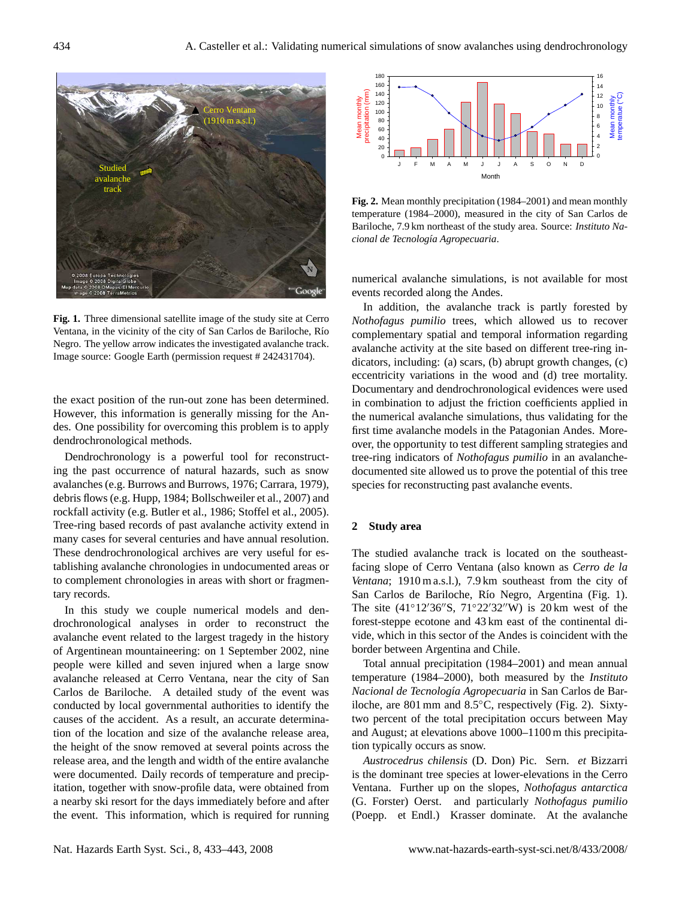Fig. 1. Three dimensional satellite image of the study site at Cerro Ventana, in the vicinity of the city of San Carlos de Bariloche, Río Negro. The yellow arrow indicates the investigated avalanche track. Image source: Google Earth (permission request # 242431704).

the exact position of the run-out zone has been determined. However, this information is generally missing for the Andes. One possibility for overcoming this problem is to apply dendrochronological methods.

Dendrochronology is a powerful tool for reconstructing the past occurrence of natural hazards, such as snow avalanches (e.g. Burrows and Burrows, 1976; Carrara, 1979), debris flows (e.g. Hupp, 1984; Bollschweiler et al., 2007) and rockfall activity (e.g. Butler et al., 1986; Stoffel et al., 2005). Tree-ring based records of past avalanche activity extend in many cases for several centuries and have annual resolution. These dendrochronological archives are very useful for establishing avalanche chronologies in undocumented areas or to complement chronologies in areas with short or fragmentary records.

In this study we couple numerical models and dendrochronological analyses in order to reconstruct the avalanche event related to the largest tragedy in the history of Argentinean mountaineering: on 1 September 2002, nine people were killed and seven injured when a large snow avalanche released at Cerro Ventana, near the city of San Carlos de Bariloche. A detailed study of the event was conducted by local governmental authorities to identify the causes of the accident. As a result, an accurate determination of the location and size of the avalanche release area, the height of the snow removed at several points across the release area, and the length and width of the entire avalanche were documented. Daily records of temperature and precipitation, together with snow-profile data, were obtained from a nearby ski resort for the days immediately before and after the event. This information, which is required for running numerical avalanche simulations, is not available for most events recorded along the Andes.

Fig. 2. Mean monthly precipitation (1984–2001) and mean monthly temperature (1984–2000), measured in the city of San Carlos de Bariloche, 7.9 km northeast of the study area. Source: *Instituto Nacional de Tecnología Agropecuaria*.

In addition, the avalanche track is partly forested by *Nothofagus pumilio* trees, which allowed us to recover complementary spatial and temporal information regarding avalanche activity at the site based on different tree-ring indicators, including: (a) scars, (b) abrupt growth changes, (c) eccentricity variations in the wood and (d) tree mortality. Documentary and dendrochronological evidences were used in combination to adjust the friction coefficients applied in the numerical avalanche simulations, thus validating for the first time avalanche models in the Patagonian Andes. Moreover, the opportunity to test different sampling strategies and tree-ring indicators of *Nothofagus pumilio* in an avalanche-documented site allowed us to prove the potential of this tree species for reconstructing past avalanche events.

## 2 Study area

The studied avalanche track is located on the southeast-facing slope of Cerro Ventana (also known as *Cerro de la Ventana*; 1910 m a.s.l.), 7.9 km southeast from the city of San Carlos de Bariloche, Río Negro, Argentina (Fig. 1). The site (41°12′36″S, 71°22′32″W) is 20 km west of the forest-steppe ecotone and 43 km east of the continental divide, which in this sector of the Andes is coincident with the border between Argentina and Chile.

Total annual precipitation (1984–2001) and mean annual temperature (1984–2000), both measured by the *Instituto Nacional de Tecnología Agropecuaria* in San Carlos de Bariloche, are 801 mm and 8.5°C, respectively (Fig. 2). Sixty-two percent of the total precipitation occurs between May and August; at elevations above 1000–1100 m this precipitation typically occurs as snow.

*Austrocedrus chilensis* (D. Don) Pic. Sern. *et* Bizzarri is the dominant tree species at lower-elevations in the Cerro Ventana. Further up on the slopes, *Nothofagus antarctica* (G. Forster) Oerst. and particularly *Nothofagus pumilio* (Poepp. et Endl.) Krasser dominate. At the avalanche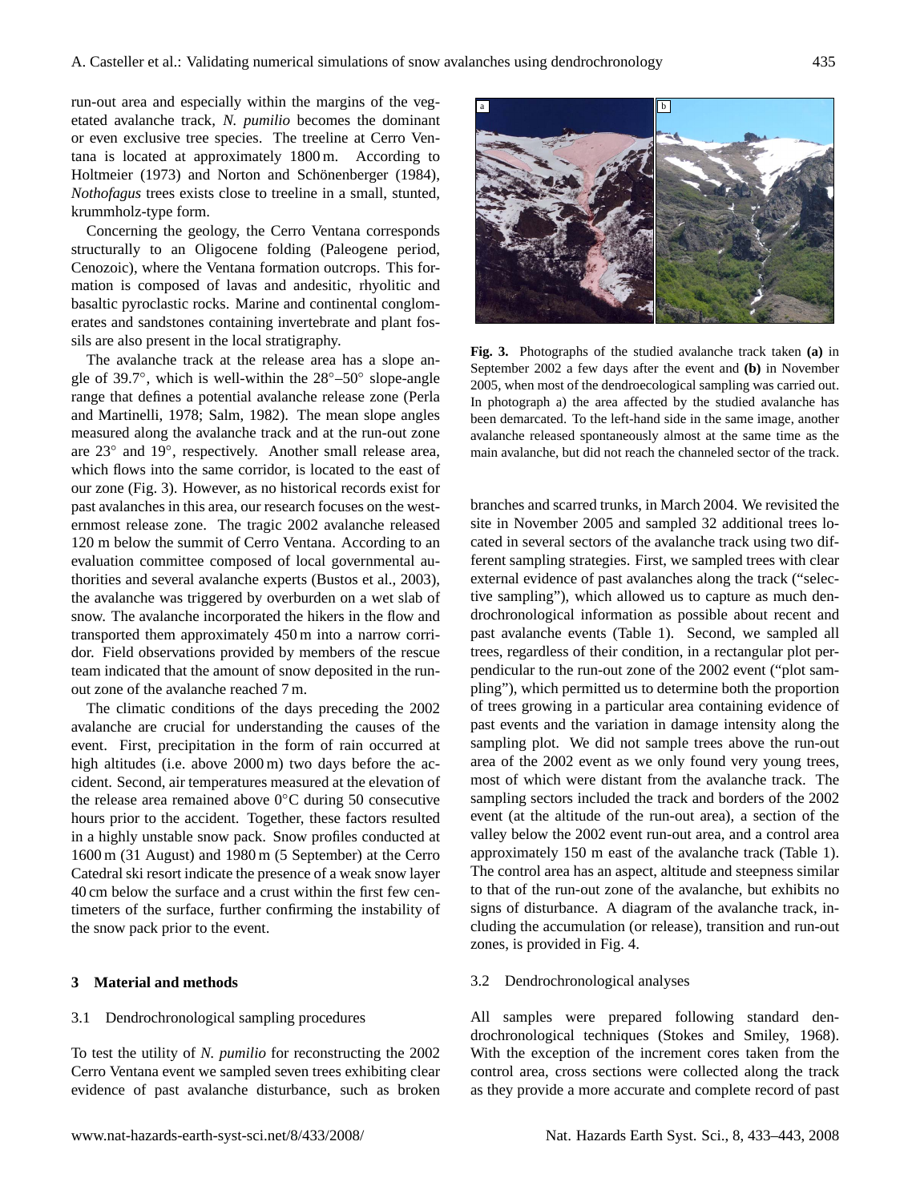run-out area and especially within the margins of the vegetated avalanche track, *N. pumilio* becomes the dominant or even exclusive tree species. The treeline at Cerro Ventana is located at approximately 1800 m. According to Holtmeier (1973) and Norton and Schönenberger (1984), *Nothofagus* trees exists close to treeline in a small, stunted, krummholz-type form.

Concerning the geology, the Cerro Ventana corresponds structurally to an Oligocene folding (Paleogene period, Cenozoic), where the Ventana formation outcrops. This formation is composed of lavas and andesitic, rhyolitic and basaltic pyroclastic rocks. Marine and continental conglomerates and sandstones containing invertebrate and plant fossils are also present in the local stratigraphy.

The avalanche track at the release area has a slope angle of 39.7°, which is well-within the 28°–50° slope-angle range that defines a potential avalanche release zone (Perla and Martinelli, 1978; Salm, 1982). The mean slope angles measured along the avalanche track and at the run-out zone are 23° and 19°, respectively. Another small release area, which flows into the same corridor, is located to the east of our zone (Fig. 3). However, as no historical records exist for past avalanches in this area, our research focuses on the westernmost release zone. The tragic 2002 avalanche released 120 m below the summit of Cerro Ventana. According to an evaluation committee composed of local governmental authorities and several avalanche experts (Bustos et al., 2003), the avalanche was triggered by overburden on a wet slab of snow. The avalanche incorporated the hikers in the flow and transported them approximately 450 m into a narrow corridor. Field observations provided by members of the rescue team indicated that the amount of snow deposited in the run-out zone of the avalanche reached 7 m.

The climatic conditions of the days preceding the 2002 avalanche are crucial for understanding the causes of the event. First, precipitation in the form of rain occurred at high altitudes (i.e. above 2000 m) two days before the accident. Second, air temperatures measured at the elevation of the release area remained above 0°C during 50 consecutive hours prior to the accident. Together, these factors resulted in a highly unstable snow pack. Snow profiles conducted at 1600 m (31 August) and 1980 m (5 September) at the Cerro Catedral ski resort indicate the presence of a weak snow layer 40 cm below the surface and a crust within the first few centimeters of the surface, further confirming the instability of the snow pack prior to the event.

**Fig. 3.** Photographs of the studied avalanche track taken **(a)** in September 2002 a few days after the event and **(b)** in November 2005, when most of the dendroecological sampling was carried out. In photograph a) the area affected by the studied avalanche has been demarcated. To the left-hand side in the same image, another avalanche released spontaneously almost at the same time as the main avalanche, but did not reach the channeled sector of the track.

## 3 Material and methods

### 3.1 Dendrochronological sampling procedures

To test the utility of *N. pumilio* for reconstructing the 2002 Cerro Ventana event we sampled seven trees exhibiting clear evidence of past avalanche disturbance, such as broken branches and scarred trunks, in March 2004. We revisited the site in November 2005 and sampled 32 additional trees located in several sectors of the avalanche track using two different sampling strategies. First, we sampled trees with clear external evidence of past avalanches along the track ("selective sampling"), which allowed us to capture as much dendrochronological information as possible about recent and past avalanche events (Table 1). Second, we sampled all trees, regardless of their condition, in a rectangular plot perpendicular to the run-out zone of the 2002 event ("plot sampling"), which permitted us to determine both the proportion of trees growing in a particular area containing evidence of past events and the variation in damage intensity along the sampling plot. We did not sample trees above the run-out area of the 2002 event as we only found very young trees, most of which were distant from the avalanche track. The sampling sectors included the track and borders of the 2002 event (at the altitude of the run-out area), a section of the valley below the 2002 event run-out area, and a control area approximately 150 m east of the avalanche track (Table 1). The control area has an aspect, altitude and steepness similar to that of the run-out zone of the avalanche, but exhibits no signs of disturbance. A diagram of the avalanche track, including the accumulation (or release), transition and run-out zones, is provided in Fig. 4.

### 3.2 Dendrochronological analyses

All samples were prepared following standard dendrochronological techniques (Stokes and Smiley, 1968). With the exception of the increment cores taken from the control area, cross sections were collected along the track as they provide a more accurate and complete record of past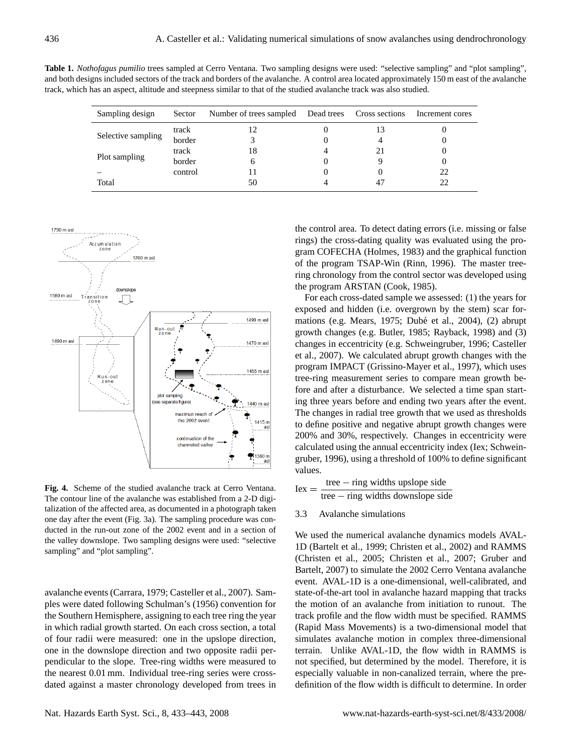**Table 1.** *Nothofagus pumilio* trees sampled at Cerro Ventana. Two sampling designs were used: "selective sampling" and "plot sampling", and both designs included sectors of the track and borders of the avalanche. A control area located approximately 150 m east of the avalanche track, which has an aspect, altitude and steepness similar to that of the studied avalanche track was also studied.

| Sampling design | Sector | Number of trees sampled | Dead trees | Cross sections | Increment cores |
|---|---|---|---|---|---|
| Selective sampling | track | 12 | 0 | 13 | 0 |
| | border | 3 | 0 | 4 | 0 |
| Plot sampling | track | 18 | 4 | 21 | 0 |
| | border | 6 | 0 | 9 | 0 |
| – | control | 11 | 0 | 0 | 22 |
| Total | | 50 | 4 | 47 | 22 |

**Fig. 4.** Scheme of the studied avalanche track at Cerro Ventana. The contour line of the avalanche was established from a 2-D digitalization of the affected area, as documented in a photograph taken one day after the event (Fig. 3a). The sampling procedure was conducted in the run-out zone of the 2002 event and in a section of the valley downslope. Two sampling designs were used: "selective sampling" and "plot sampling".

avalanche events (Carrara, 1979; Casteller et al., 2007). Samples were dated following Schulman's (1956) convention for the Southern Hemisphere, assigning to each tree ring the year in which radial growth started. On each cross section, a total of four radii were measured: one in the upslope direction, one in the downslope direction and two opposite radii perpendicular to the slope. Tree-ring widths were measured to the nearest 0.01 mm. Individual tree-ring series were cross-dated against a master chronology developed from trees in the control area. To detect dating errors (i.e. missing or false rings) the cross-dating quality was evaluated using the program COFECHA (Holmes, 1983) and the graphical function of the program TSAP-Win (Rinn, 1996). The master tree-ring chronology from the control sector was developed using the program ARSTAN (Cook, 1985).

For each cross-dated sample we assessed: (1) the years for exposed and hidden (i.e. overgrown by the stem) scar formations (e.g. Mears, 1975; Dubé et al., 2004), (2) abrupt growth changes (e.g. Butler, 1985; Rayback, 1998) and (3) changes in eccentricity (e.g. Schweingruber, 1996; Casteller et al., 2007). We calculated abrupt growth changes with the program IMPACT (Grissino-Mayer et al., 1997), which uses tree-ring measurement series to compare mean growth before and after a disturbance. We selected a time span starting three years before and ending two years after the event. The changes in radial tree growth that we used as thresholds to define positive and negative abrupt growth changes were 200% and 30%, respectively. Changes in eccentricity were calculated using the annual eccentricity index (Iex; Schweingruber, 1996), using a threshold of 100% to define significant values.

$$\text{Iex} = \frac{\text{tree} - \text{ring widths upslope side}}{\text{tree} - \text{ring widths downslope side}}$$

### 3.3 Avalanche simulations

We used the numerical avalanche dynamics models AVAL-1D (Bartelt et al., 1999; Christen et al., 2002) and RAMMS (Christen et al., 2005; Christen et al., 2007; Gruber and Bartelt, 2007) to simulate the 2002 Cerro Ventana avalanche event. AVAL-1D is a one-dimensional, well-calibrated, and state-of-the-art tool in avalanche hazard mapping that tracks the motion of an avalanche from initiation to runout. The track profile and the flow width must be specified. RAMMS (Rapid Mass Movements) is a two-dimensional model that simulates avalanche motion in complex three-dimensional terrain. Unlike AVAL-1D, the flow width in RAMMS is not specified, but determined by the model. Therefore, it is especially valuable in non-canalized terrain, where the predefinition of the flow width is difficult to determine. In order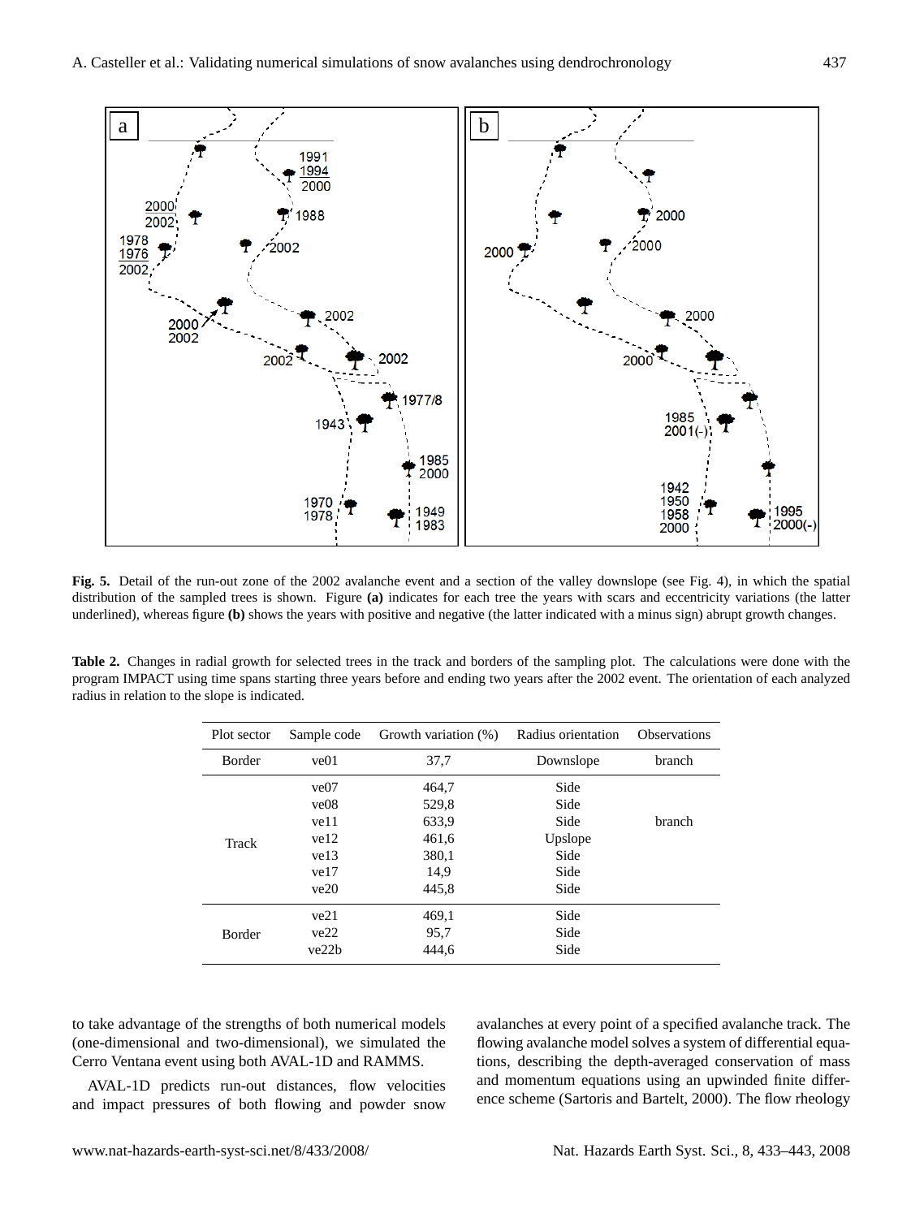**Fig. 5.** Detail of the run-out zone of the 2002 avalanche event and a section of the valley downslope (see Fig. 4), in which the spatial distribution of the sampled trees is shown. Figure **(a)** indicates for each tree the years with scars and eccentricity variations (the latter underlined), whereas figure **(b)** shows the years with positive and negative (the latter indicated with a minus sign) abrupt growth changes.

**Table 2.** Changes in radial growth for selected trees in the track and borders of the sampling plot. The calculations were done with the program IMPACT using time spans starting three years before and ending two years after the 2002 event. The orientation of each analyzed radius in relation to the slope is indicated.

| Plot sector | Sample code | Growth variation (%) | Radius orientation | Observations |
|---|---|---|---|---|
| Border | ve01 | 37,7 | Downslope | branch |
| Track | ve07 | 464,7 | Side | |
| | ve08 | 529,8 | Side | |
| | ve11 | 633,9 | Side | branch |
| | ve12 | 461,6 | Upslope | |
| | ve13 | 380,1 | Side | |
| | ve17 | 14,9 | Side | |
| | ve20 | 445,8 | Side | |
| Border | ve21 | 469,1 | Side | |
| | ve22 | 95,7 | Side | |
| | ve22b | 444,6 | Side | |

to take advantage of the strengths of both numerical models (one-dimensional and two-dimensional), we simulated the Cerro Ventana event using both AVAL-1D and RAMMS.

AVAL-1D predicts run-out distances, flow velocities and impact pressures of both flowing and powder snow avalanches at every point of a specified avalanche track. The flowing avalanche model solves a system of differential equations, describing the depth-averaged conservation of mass and momentum equations using an upwinded finite difference scheme (Sartoris and Bartelt, 2000). The flow rheology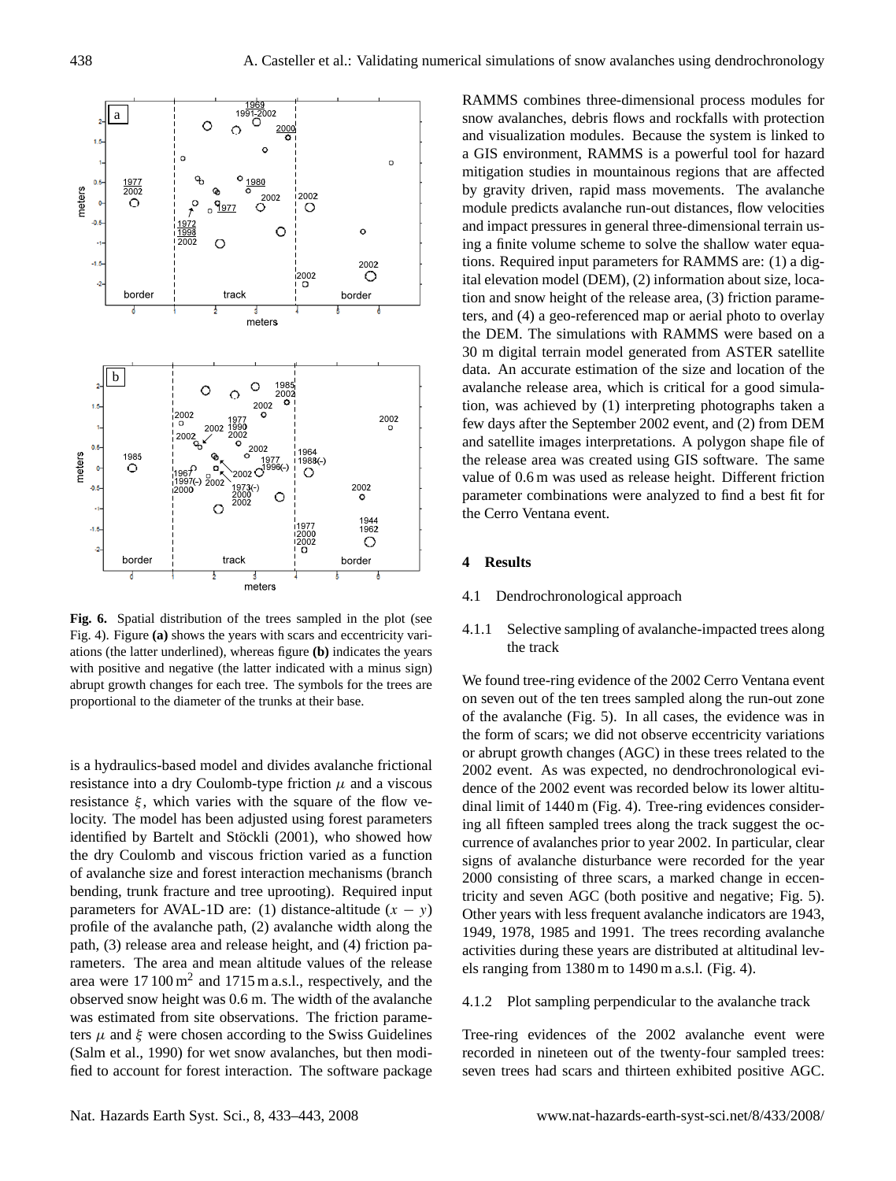**Fig. 6.** Spatial distribution of the trees sampled in the plot (see Fig. 4). Figure **(a)** shows the years with scars and eccentricity variations (the latter underlined), whereas figure **(b)** indicates the years with positive and negative (the latter indicated with a minus sign) abrupt growth changes for each tree. The symbols for the trees are proportional to the diameter of the trunks at their base.

is a hydraulics-based model and divides avalanche frictional resistance into a dry Coulomb-type friction $\mu$ and a viscous resistance $\xi$, which varies with the square of the flow velocity. The model has been adjusted using forest parameters identified by Bartelt and Stöckli (2001), who showed how the dry Coulomb and viscous friction varied as a function of avalanche size and forest interaction mechanisms (branch bending, trunk fracture and tree uprooting). Required input parameters for AVAL-1D are: (1) distance-altitude ($x - y$) profile of the avalanche path, (2) avalanche width along the path, (3) release area and release height, and (4) friction parameters. The area and mean altitude values of the release area were 17 100 m$^2$ and 1715 m a.s.l., respectively, and the observed snow height was 0.6 m. The width of the avalanche was estimated from site observations. The friction parameters $\mu$ and $\xi$ were chosen according to the Swiss Guidelines (Salm et al., 1990) for wet snow avalanches, but then modified to account for forest interaction. The software package RAMMS combines three-dimensional process modules for snow avalanches, debris flows and rockfalls with protection and visualization modules. Because the system is linked to a GIS environment, RAMMS is a powerful tool for hazard mitigation studies in mountainous regions that are affected by gravity driven, rapid mass movements. The avalanche module predicts avalanche run-out distances, flow velocities and impact pressures in general three-dimensional terrain using a finite volume scheme to solve the shallow water equations. Required input parameters for RAMMS are: (1) a digital elevation model (DEM), (2) information about size, location and snow height of the release area, (3) friction parameters, and (4) a geo-referenced map or aerial photo to overlay the DEM. The simulations with RAMMS were based on a 30 m digital terrain model generated from ASTER satellite data. An accurate estimation of the size and location of the avalanche release area, which is critical for a good simulation, was achieved by (1) interpreting photographs taken a few days after the September 2002 event, and (2) from DEM and satellite images interpretations. A polygon shape file of the release area was created using GIS software. The same value of 0.6 m was used as release height. Different friction parameter combinations were analyzed to find a best fit for the Cerro Ventana event.

## 4 Results

### 4.1 Dendrochronological approach

#### 4.1.1 Selective sampling of avalanche-impacted trees along the track

We found tree-ring evidence of the 2002 Cerro Ventana event on seven out of the ten trees sampled along the run-out zone of the avalanche (Fig. 5). In all cases, the evidence was in the form of scars; we did not observe eccentricity variations or abrupt growth changes (AGC) in these trees related to the 2002 event. As was expected, no dendrochronological evidence of the 2002 event was recorded below its lower altitudinal limit of 1440 m (Fig. 4). Tree-ring evidences considering all fifteen sampled trees along the track suggest the occurrence of avalanches prior to year 2002. In particular, clear signs of avalanche disturbance were recorded for the year 2000 consisting of three scars, a marked change in eccentricity and seven AGC (both positive and negative; Fig. 5). Other years with less frequent avalanche indicators are 1943, 1949, 1978, 1985 and 1991. The trees recording avalanche activities during these years are distributed at altitudinal levels ranging from 1380 m to 1490 m a.s.l. (Fig. 4).

#### 4.1.2 Plot sampling perpendicular to the avalanche track

Tree-ring evidences of the 2002 avalanche event were recorded in nineteen out of the twenty-four sampled trees: seven trees had scars and thirteen exhibited positive AGC.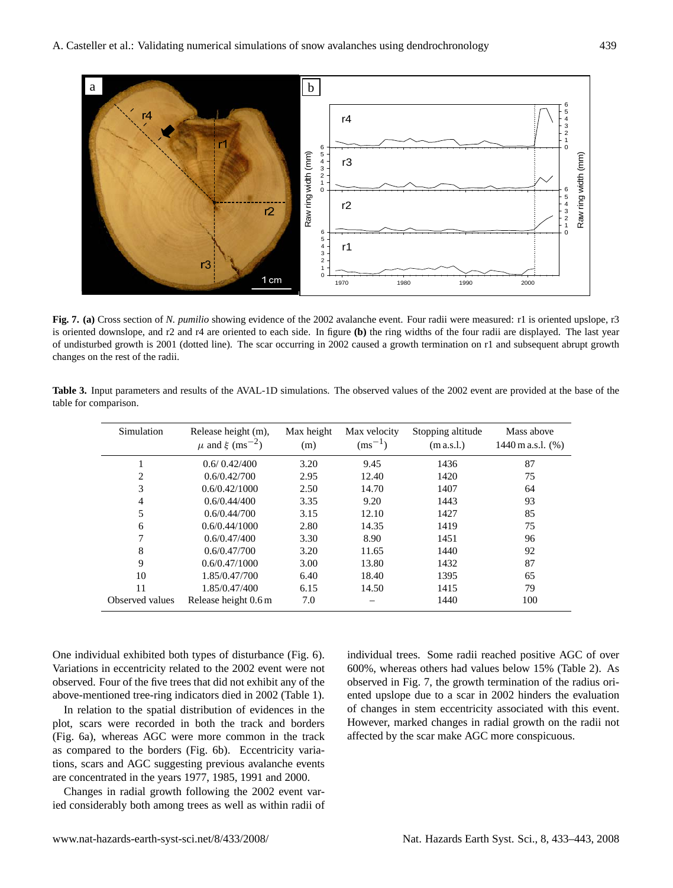**Fig. 7. (a)** Cross section of *N. pumilio* showing evidence of the 2002 avalanche event. Four radii were measured: r1 is oriented upslope, r3 is oriented downslope, and r2 and r4 are oriented to each side. In figure **(b)** the ring widths of the four radii are displayed. The last year of undisturbed growth is 2001 (dotted line). The scar occurring in 2002 caused a growth termination on r1 and subsequent abrupt growth changes on the rest of the radii.

**Table 3.** Input parameters and results of the AVAL-1D simulations. The observed values of the 2002 event are provided at the base of the table for comparison.

| Simulation | Release height (m), $\mu$ and $\xi$ ($\text{ms}^{-2}$) | Max height (m) | Max velocity ($\text{ms}^{-1}$) | Stopping altitude (m a.s.l.) | Mass above 1440 m a.s.l. (%) |
|---|---|---|---|---|---|
| 1 | 0.6/ 0.42/400 | 3.20 | 9.45 | 1436 | 87 |
| 2 | 0.6/0.42/700 | 2.95 | 12.40 | 1420 | 75 |
| 3 | 0.6/0.42/1000 | 2.50 | 14.70 | 1407 | 64 |
| 4 | 0.6/0.44/400 | 3.35 | 9.20 | 1443 | 93 |
| 5 | 0.6/0.44/700 | 3.15 | 12.10 | 1427 | 85 |
| 6 | 0.6/0.44/1000 | 2.80 | 14.35 | 1419 | 75 |
| 7 | 0.6/0.47/400 | 3.30 | 8.90 | 1451 | 96 |
| 8 | 0.6/0.47/700 | 3.20 | 11.65 | 1440 | 92 |
| 9 | 0.6/0.47/1000 | 3.00 | 13.80 | 1432 | 87 |
| 10 | 1.85/0.47/700 | 6.40 | 18.40 | 1395 | 65 |
| 11 | 1.85/0.47/400 | 6.15 | 14.50 | 1415 | 79 |
| Observed values | Release height 0.6 m | 7.0 | – | 1440 | 100 |

One individual exhibited both types of disturbance (Fig. 6). Variations in eccentricity related to the 2002 event were not observed. Four of the five trees that did not exhibit any of the above-mentioned tree-ring indicators died in 2002 (Table 1).

In relation to the spatial distribution of evidences in the plot, scars were recorded in both the track and borders (Fig. 6a), whereas AGC were more common in the track as compared to the borders (Fig. 6b). Eccentricity variations, scars and AGC suggesting previous avalanche events are concentrated in the years 1977, 1985, 1991 and 2000.

Changes in radial growth following the 2002 event varied considerably both among trees as well as within radii of individual trees. Some radii reached positive AGC of over 600%, whereas others had values below 15% (Table 2). As observed in Fig. 7, the growth termination of the radius oriented upslope due to a scar in 2002 hinders the evaluation of changes in stem eccentricity associated with this event. However, marked changes in radial growth on the radii not affected by the scar make AGC more conspicuous.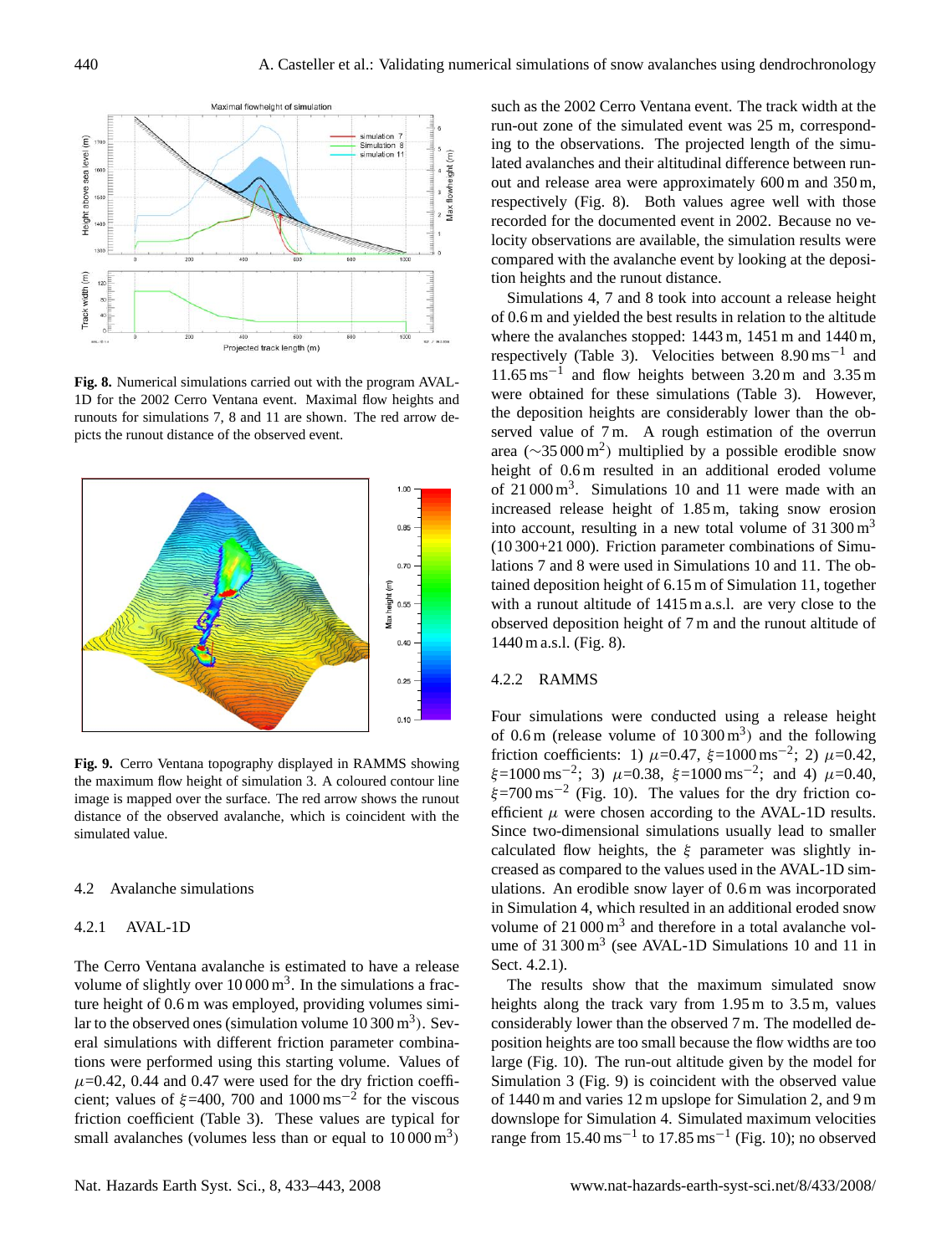**Fig. 8.** Numerical simulations carried out with the program AVAL-1D for the 2002 Cerro Ventana event. Maximal flow heights and runouts for simulations 7, 8 and 11 are shown. The red arrow depicts the runout distance of the observed event.

**Fig. 9.** Cerro Ventana topography displayed in RAMMS showing the maximum flow height of simulation 3. A coloured contour line image is mapped over the surface. The red arrow shows the runout distance of the observed avalanche, which is coincident with the simulated value.

### 4.2 Avalanche simulations

#### 4.2.1 AVAL-1D

The Cerro Ventana avalanche is estimated to have a release volume of slightly over 10 000 $m^3$. In the simulations a fracture height of 0.6 m was employed, providing volumes similar to the observed ones (simulation volume 10 300 $m^3$). Several simulations with different friction parameter combinations were performed using this starting volume. Values of $\mu$=0.42, 0.44 and 0.47 were used for the dry friction coefficient; values of $\xi$=400, 700 and 1000 $ms^{-2}$ for the viscous friction coefficient (Table 3). These values are typical for small avalanches (volumes less than or equal to 10 000 $m^3$) such as the 2002 Cerro Ventana event. The track width at the run-out zone of the simulated event was 25 m, corresponding to the observations. The projected length of the simulated avalanches and their altitudinal difference between run-out and release area were approximately 600 m and 350 m, respectively (Fig. 8). Both values agree well with those recorded for the documented event in 2002. Because no velocity observations are available, the simulation results were compared with the avalanche event by looking at the deposition heights and the runout distance.

Simulations 4, 7 and 8 took into account a release height of 0.6 m and yielded the best results in relation to the altitude where the avalanches stopped: 1443 m, 1451 m and 1440 m, respectively (Table 3). Velocities between 8.90 $ms^{-1}$ and 11.65 $ms^{-1}$ and flow heights between 3.20 m and 3.35 m were obtained for these simulations (Table 3). However, the deposition heights are considerably lower than the observed value of 7 m. A rough estimation of the overrun area (~35 000 $m^2$) multiplied by a possible erodible snow height of 0.6 m resulted in an additional eroded volume of 21 000 $m^3$. Simulations 10 and 11 were made with an increased release height of 1.85 m, taking snow erosion into account, resulting in a new total volume of 31 300 $m^3$ (10 300+21 000). Friction parameter combinations of Simulations 7 and 8 were used in Simulations 10 and 11. The obtained deposition height of 6.15 m of Simulation 11, together with a runout altitude of 1415 m a.s.l. are very close to the observed deposition height of 7 m and the runout altitude of 1440 m a.s.l. (Fig. 8).

#### 4.2.2 RAMMS

Four simulations were conducted using a release height of 0.6 m (release volume of 10 300 $m^3$) and the following friction coefficients: 1) $\mu$=0.47, $\xi$=1000 $ms^{-2}$; 2) $\mu$=0.42, $\xi$=1000 $ms^{-2}$; 3) $\mu$=0.38, $\xi$=1000 $ms^{-2}$; and 4) $\mu$=0.40, $\xi$=700 $ms^{-2}$ (Fig. 10). The values for the dry friction coefficient $\mu$ were chosen according to the AVAL-1D results. Since two-dimensional simulations usually lead to smaller calculated flow heights, the $\xi$ parameter was slightly increased as compared to the values used in the AVAL-1D simulations. An erodible snow layer of 0.6 m was incorporated in Simulation 4, which resulted in an additional eroded snow volume of 21 000 $m^3$ and therefore in a total avalanche volume of 31 300 $m^3$ (see AVAL-1D Simulations 10 and 11 in Sect. 4.2.1).

The results show that the maximum simulated snow heights along the track vary from 1.95 m to 3.5 m, values considerably lower than the observed 7 m. The modelled deposition heights are too small because the flow widths are too large (Fig. 10). The run-out altitude given by the model for Simulation 3 (Fig. 9) is coincident with the observed value of 1440 m and varies 12 m upslope for Simulation 2, and 9 m downslope for Simulation 4. Simulated maximum velocities range from 15.40 $ms^{-1}$ to 17.85 $ms^{-1}$ (Fig. 10); no observed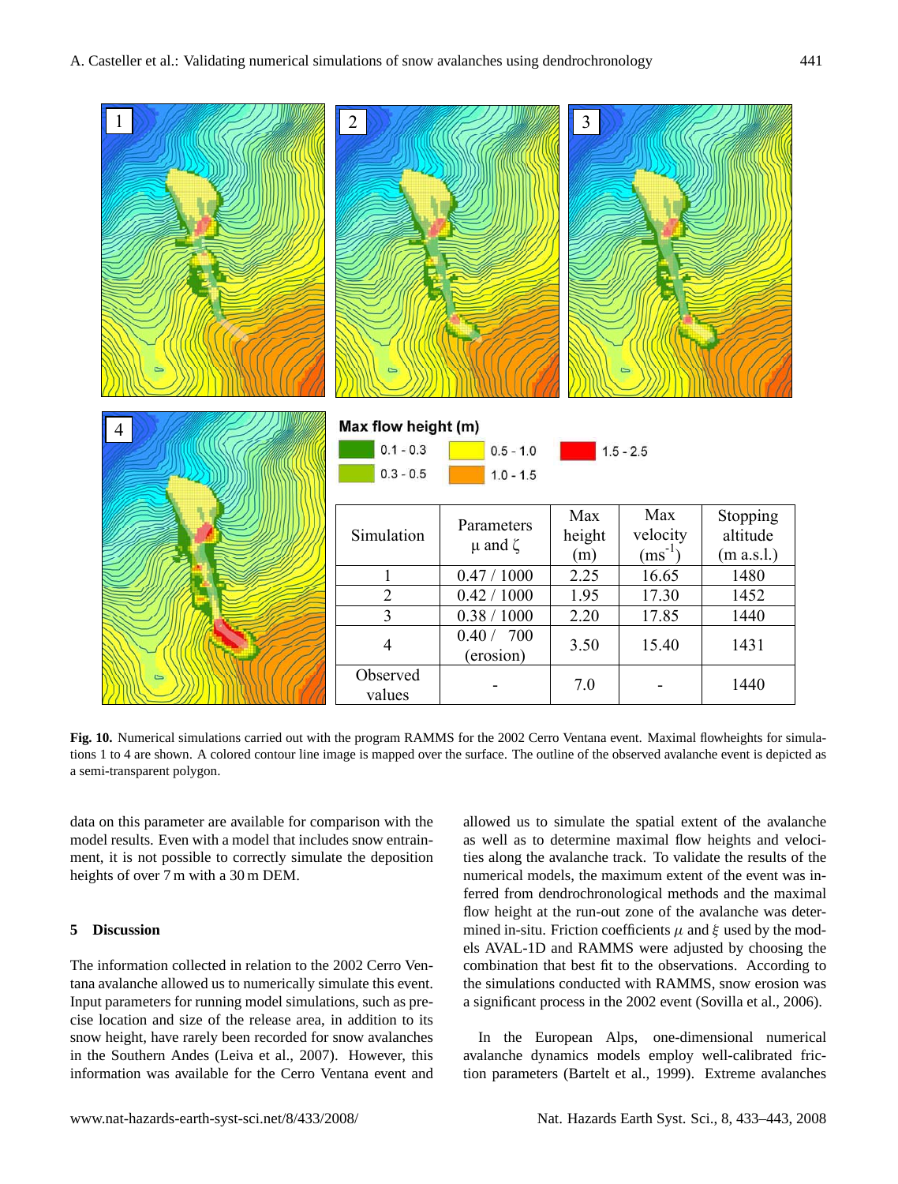**Max flow height (m)**

0.1 - 0.3
0.3 - 0.5
0.5 - 1.0
1.0 - 1.5
1.5 - 2.5

| Simulation | Parameters $\mu$ and $\zeta$ | Max height (m) | Max velocity ($ms^{-1}$) | Stopping altitude (m a.s.l.) |
|---|---|---|---|---|
| 1 | 0.47 / 1000 | 2.25 | 16.65 | 1480 |
| 2 | 0.42 / 1000 | 1.95 | 17.30 | 1452 |
| 3 | 0.38 / 1000 | 2.20 | 17.85 | 1440 |
| 4 | 0.40 / 700 (erosion) | 3.50 | 15.40 | 1431 |
| Observed values | - | 7.0 | - | 1440 |

**Fig. 10.** Numerical simulations carried out with the program RAMMS for the 2002 Cerro Ventana event. Maximal flowheights for simulations 1 to 4 are shown. A colored contour line image is mapped over the surface. The outline of the observed avalanche event is depicted as a semi-transparent polygon.

data on this parameter are available for comparison with the model results. Even with a model that includes snow entrainment, it is not possible to correctly simulate the deposition heights of over 7 m with a 30 m DEM.

## 5 Discussion

The information collected in relation to the 2002 Cerro Ventana avalanche allowed us to numerically simulate this event. Input parameters for running model simulations, such as precise location and size of the release area, in addition to its snow height, have rarely been recorded for snow avalanches in the Southern Andes (Leiva et al., 2007). However, this information was available for the Cerro Ventana event and allowed us to simulate the spatial extent of the avalanche as well as to determine maximal flow heights and velocities along the avalanche track. To validate the results of the numerical models, the maximum extent of the event was inferred from dendrochronological methods and the maximal flow height at the run-out zone of the avalanche was determined in-situ. Friction coefficients $\mu$ and $\xi$ used by the models AVAL-1D and RAMMS were adjusted by choosing the combination that best fit to the observations. According to the simulations conducted with RAMMS, snow erosion was a significant process in the 2002 event (Sovilla et al., 2006).

In the European Alps, one-dimensional numerical avalanche dynamics models employ well-calibrated friction parameters (Bartelt et al., 1999). Extreme avalanches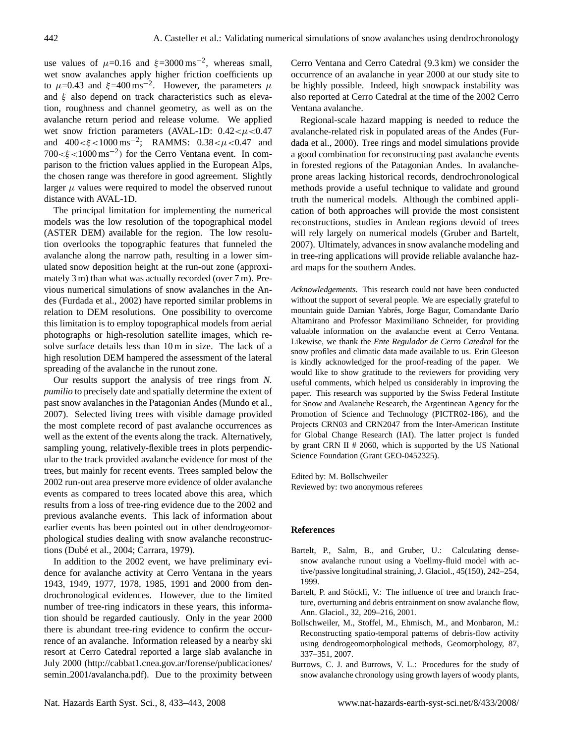use values of $\mu$=0.16 and $\xi$=3000 ms$^{-2}$, whereas small, wet snow avalanches apply higher friction coefficients up to $\mu$=0.43 and $\xi$=400 ms$^{-2}$. However, the parameters $\mu$ and $\xi$ also depend on track characteristics such as elevation, roughness and channel geometry, as well as on the avalanche return period and release volume. We applied wet snow friction parameters (AVAL-1D: $0.42<\mu<0.47$ and $400<\xi<1000$ ms$^{-2}$; RAMMS: $0.38<\mu<0.47$ and $700<\xi<1000$ ms$^{-2}$) for the Cerro Ventana event. In comparison to the friction values applied in the European Alps, the chosen range was therefore in good agreement. Slightly larger $\mu$ values were required to model the observed runout distance with AVAL-1D.

The principal limitation for implementing the numerical models was the low resolution of the topographical model (ASTER DEM) available for the region. The low resolution overlooks the topographic features that funneled the avalanche along the narrow path, resulting in a lower simulated snow deposition height at the run-out zone (approximately 3 m) than what was actually recorded (over 7 m). Previous numerical simulations of snow avalanches in the Andes (Furdada et al., 2002) have reported similar problems in relation to DEM resolutions. One possibility to overcome this limitation is to employ topographical models from aerial photographs or high-resolution satellite images, which resolve surface details less than 10 m in size. The lack of a high resolution DEM hampered the assessment of the lateral spreading of the avalanche in the runout zone.

Our results support the analysis of tree rings from *N. pumilio* to precisely date and spatially determine the extent of past snow avalanches in the Patagonian Andes (Mundo et al., 2007). Selected living trees with visible damage provided the most complete record of past avalanche occurrences as well as the extent of the events along the track. Alternatively, sampling young, relatively-flexible trees in plots perpendicular to the track provided avalanche evidence for most of the trees, but mainly for recent events. Trees sampled below the 2002 run-out area preserve more evidence of older avalanche events as compared to trees located above this area, which results from a loss of tree-ring evidence due to the 2002 and previous avalanche events. This lack of information about earlier events has been pointed out in other dendrogeomorphological studies dealing with snow avalanche reconstructions (Dubé et al., 2004; Carrara, 1979).

In addition to the 2002 event, we have preliminary evidence for avalanche activity at Cerro Ventana in the years 1943, 1949, 1977, 1978, 1985, 1991 and 2000 from dendrochronological evidences. However, due to the limited number of tree-ring indicators in these years, this information should be regarded cautiously. Only in the year 2000 there is abundant tree-ring evidence to confirm the occurrence of an avalanche. Information released by a nearby ski resort at Cerro Catedral reported a large slab avalanche in July 2000 (http://cabbat1.cnea.gov.ar/forense/publicaciones/semin_2001/avalancha.pdf). Due to the proximity between Cerro Ventana and Cerro Catedral (9.3 km) we consider the occurrence of an avalanche in year 2000 at our study site to be highly possible. Indeed, high snowpack instability was also reported at Cerro Catedral at the time of the 2002 Cerro Ventana avalanche.

Regional-scale hazard mapping is needed to reduce the avalanche-related risk in populated areas of the Andes (Furdada et al., 2000). Tree rings and model simulations provide a good combination for reconstructing past avalanche events in forested regions of the Patagonian Andes. In avalanche-prone areas lacking historical records, dendrochronological methods provide a useful technique to validate and ground truth the numerical models. Although the combined application of both approaches will provide the most consistent reconstructions, studies in Andean regions devoid of trees will rely largely on numerical models (Gruber and Bartelt, 2007). Ultimately, advances in snow avalanche modeling and in tree-ring applications will provide reliable avalanche hazard maps for the southern Andes.

*Acknowledgements.* This research could not have been conducted without the support of several people. We are especially grateful to mountain guide Damian Yabrés, Jorge Bagur, Comandante Darío Altamirano and Professor Maximiliano Schneider, for providing valuable information on the avalanche event at Cerro Ventana. Likewise, we thank the *Ente Regulador de Cerro Catedral* for the snow profiles and climatic data made available to us. Erin Gleeson is kindly acknowledged for the proof-reading of the paper. We would like to show gratitude to the reviewers for providing very useful comments, which helped us considerably in improving the paper. This research was supported by the Swiss Federal Institute for Snow and Avalanche Research, the Argentinean Agency for the Promotion of Science and Technology (PICTR02-186), and the Projects CRN03 and CRN2047 from the Inter-American Institute for Global Change Research (IAI). The latter project is funded by grant CRN II # 2060, which is supported by the US National Science Foundation (Grant GEO-0452325).

Edited by: M. Bollschweiler
Reviewed by: two anonymous referees

## References

Bartelt, P., Salm, B., and Gruber, U.: Calculating dense-snow avalanche runout using a Voellmy-fluid model with active/passive longitudinal straining, J. Glaciol., 45(150), 242–254, 1999.

Bartelt, P. and Stöckli, V.: The influence of tree and branch fracture, overturning and debris entrainment on snow avalanche flow, Ann. Glaciol., 32, 209–216, 2001.

Bollschweiler, M., Stoffel, M., Ehmisch, M., and Monbaron, M.: Reconstructing spatio-temporal patterns of debris-flow activity using dendrogeomorphological methods, Geomorphology, 87, 337–351, 2007.

Burrows, C. J. and Burrows, V. L.: Procedures for the study of snow avalanche chronology using growth layers of woody plants,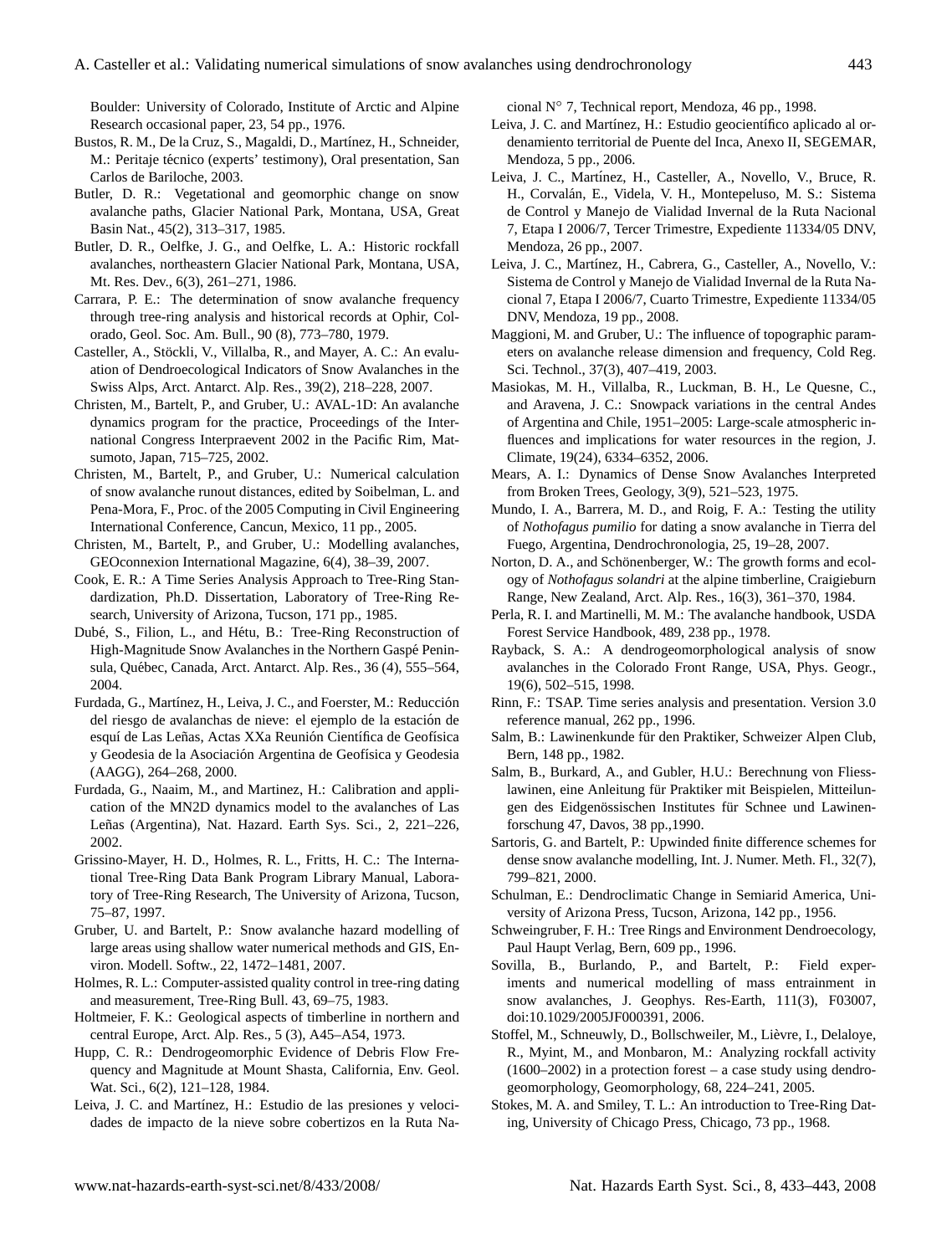Boulder: University of Colorado, Institute of Arctic and Alpine Research occasional paper, 23, 54 pp., 1976.

Bustos, R. M., De la Cruz, S., Magaldi, D., Martínez, H., Schneider, M.: Peritaje técnico (experts' testimony), Oral presentation, San Carlos de Bariloche, 2003.

Butler, D. R.: Vegetational and geomorphic change on snow avalanche paths, Glacier National Park, Montana, USA, Great Basin Nat., 45(2), 313–317, 1985.

Butler, D. R., Oelfke, J. G., and Oelfke, L. A.: Historic rockfall avalanches, northeastern Glacier National Park, Montana, USA, Mt. Res. Dev., 6(3), 261–271, 1986.

Carrara, P. E.: The determination of snow avalanche frequency through tree-ring analysis and historical records at Ophir, Colorado, Geol. Soc. Am. Bull., 90 (8), 773–780, 1979.

Casteller, A., Stöckli, V., Villalba, R., and Mayer, A. C.: An evaluation of Dendroecological Indicators of Snow Avalanches in the Swiss Alps, Arct. Antarct. Alp. Res., 39(2), 218–228, 2007.

Christen, M., Bartelt, P., and Gruber, U.: AVAL-1D: An avalanche dynamics program for the practice, Proceedings of the International Congress Interpraevent 2002 in the Pacific Rim, Matsumoto, Japan, 715–725, 2002.

Christen, M., Bartelt, P., and Gruber, U.: Numerical calculation of snow avalanche runout distances, edited by Soibelman, L. and Pena-Mora, F., Proc. of the 2005 Computing in Civil Engineering International Conference, Cancun, Mexico, 11 pp., 2005.

Christen, M., Bartelt, P., and Gruber, U.: Modelling avalanches, GEOconnexion International Magazine, 6(4), 38–39, 2007.

Cook, E. R.: A Time Series Analysis Approach to Tree-Ring Standardization, Ph.D. Dissertation, Laboratory of Tree-Ring Research, University of Arizona, Tucson, 171 pp., 1985.

Dubé, S., Filion, L., and Hétu, B.: Tree-Ring Reconstruction of High-Magnitude Snow Avalanches in the Northern Gaspé Peninsula, Québec, Canada, Arct. Antarct. Alp. Res., 36 (4), 555–564, 2004.

Furdada, G., Martínez, H., Leiva, J. C., and Foerster, M.: Reducción del riesgo de avalanchas de nieve: el ejemplo de la estación de esquí de Las Leñas, Actas XXa Reunión Científica de Geofísica y Geodesia de la Asociación Argentina de Geofísica y Geodesia (AAGG), 264–268, 2000.

Furdada, G., Naaim, M., and Martinez, H.: Calibration and application of the MN2D dynamics model to the avalanches of Las Leñas (Argentina), Nat. Hazard. Earth Sys. Sci., 2, 221–226, 2002.

Grissino-Mayer, H. D., Holmes, R. L., Fritts, H. C.: The International Tree-Ring Data Bank Program Library Manual, Laboratory of Tree-Ring Research, The University of Arizona, Tucson, 75–87, 1997.

Gruber, U. and Bartelt, P.: Snow avalanche hazard modelling of large areas using shallow water numerical methods and GIS, Environ. Modell. Softw., 22, 1472–1481, 2007.

Holmes, R. L.: Computer-assisted quality control in tree-ring dating and measurement, Tree-Ring Bull. 43, 69–75, 1983.

Holtmeier, F. K.: Geological aspects of timberline in northern and central Europe, Arct. Alp. Res., 5 (3), A45–A54, 1973.

Hupp, C. R.: Dendrogeomorphic Evidence of Debris Flow Frequency and Magnitude at Mount Shasta, California, Env. Geol. Wat. Sci., 6(2), 121–128, 1984.

Leiva, J. C. and Martínez, H.: Estudio de las presiones y velocidades de impacto de la nieve sobre cobertizos en la Ruta Nacional N° 7, Technical report, Mendoza, 46 pp., 1998.

Leiva, J. C. and Martínez, H.: Estudio geocientífico aplicado al ordenamiento territorial de Puente del Inca, Anexo II, SEGEMAR, Mendoza, 5 pp., 2006.

Leiva, J. C., Martínez, H., Casteller, A., Novello, V., Bruce, R. H., Corvalán, E., Videla, V. H., Montepeluso, M. S.: Sistema de Control y Manejo de Vialidad Invernal de la Ruta Nacional 7, Etapa I 2006/7, Tercer Trimestre, Expediente 11334/05 DNV, Mendoza, 26 pp., 2007.

Leiva, J. C., Martínez, H., Cabrera, G., Casteller, A., Novello, V.: Sistema de Control y Manejo de Vialidad Invernal de la Ruta Nacional 7, Etapa I 2006/7, Cuarto Trimestre, Expediente 11334/05 DNV, Mendoza, 19 pp., 2008.

Maggioni, M. and Gruber, U.: The influence of topographic parameters on avalanche release dimension and frequency, Cold Reg. Sci. Technol., 37(3), 407–419, 2003.

Masiokas, M. H., Villalba, R., Luckman, B. H., Le Quesne, C., and Aravena, J. C.: Snowpack variations in the central Andes of Argentina and Chile, 1951–2005: Large-scale atmospheric influences and implications for water resources in the region, J. Climate, 19(24), 6334–6352, 2006.

Mears, A. I.: Dynamics of Dense Snow Avalanches Interpreted from Broken Trees, Geology, 3(9), 521–523, 1975.

Mundo, I. A., Barrera, M. D., and Roig, F. A.: Testing the utility of *Nothofagus pumilio* for dating a snow avalanche in Tierra del Fuego, Argentina, Dendrochronologia, 25, 19–28, 2007.

Norton, D. A., and Schönenberger, W.: The growth forms and ecology of *Nothofagus solandri* at the alpine timberline, Craigieburn Range, New Zealand, Arct. Alp. Res., 16(3), 361–370, 1984.

Perla, R. I. and Martinelli, M. M.: The avalanche handbook, USDA Forest Service Handbook, 489, 238 pp., 1978.

Rayback, S. A.: A dendrogeomorphological analysis of snow avalanches in the Colorado Front Range, USA, Phys. Geogr., 19(6), 502–515, 1998.

Rinn, F.: TSAP. Time series analysis and presentation. Version 3.0 reference manual, 262 pp., 1996.

Salm, B.: Lawinenkunde für den Praktiker, Schweizer Alpen Club, Bern, 148 pp., 1982.

Salm, B., Burkard, A., and Gubler, H.U.: Berechnung von Fliesslawinen, eine Anleitung für Praktiker mit Beispielen, Mitteilungen des Eidgenössischen Institutes für Schnee und Lawinenforschung 47, Davos, 38 pp.,1990.

Sartoris, G. and Bartelt, P.: Upwinded finite difference schemes for dense snow avalanche modelling, Int. J. Numer. Meth. Fl., 32(7), 799–821, 2000.

Schulman, E.: Dendroclimatic Change in Semiarid America, University of Arizona Press, Tucson, Arizona, 142 pp., 1956.

Schweingruber, F. H.: Tree Rings and Environment Dendroecology, Paul Haupt Verlag, Bern, 609 pp., 1996.

Sovilla, B., Burlando, P., and Bartelt, P.: Field experiments and numerical modelling of mass entrainment in snow avalanches, J. Geophys. Res-Earth, 111(3), F03007, doi:10.1029/2005JF000391, 2006.

Stoffel, M., Schneuwly, D., Bollschweiler, M., Lièvre, I., Delaloye, R., Myint, M., and Monbaron, M.: Analyzing rockfall activity (1600–2002) in a protection forest – a case study using dendrogeomorphology, Geomorphology, 68, 224–241, 2005.

Stokes, M. A. and Smiley, T. L.: An introduction to Tree-Ring Dating, University of Chicago Press, Chicago, 73 pp., 1968.